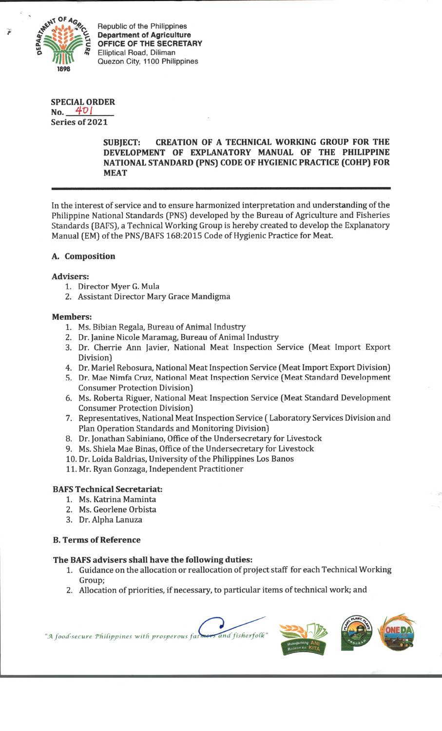Republic of the Philippines
**Department of Agriculture**
**OFFICE OF THE SECRETARY**
Elliptical Road, Diliman
Quezon City, 1100 Philippines

**SPECIAL ORDER**
**No. 401**
**Series of 2021**

**SUBJECT: CREATION OF A TECHNICAL WORKING GROUP FOR THE DEVELOPMENT OF EXPLANATORY MANUAL OF THE PHILIPPINE NATIONAL STANDARD (PNS) CODE OF HYGIENIC PRACTICE (COHP) FOR MEAT**

---

In the interest of service and to ensure harmonized interpretation and understanding of the Philippine National Standards (PNS) developed by the Bureau of Agriculture and Fisheries Standards (BAFS), a Technical Working Group is hereby created to develop the Explanatory Manual (EM) of the PNS/BAFS 168:2015 Code of Hygienic Practice for Meat.

## A. Composition

**Advisers:**

1. Director Myer G. Mula
2. Assistant Director Mary Grace Mandigma

**Members:**

1. Ms. Bibian Regala, Bureau of Animal Industry
2. Dr. Janine Nicole Maramag, Bureau of Animal Industry
3. Dr. Cherrie Ann Javier, National Meat Inspection Service (Meat Import Export Division)
4. Dr. Mariel Rebosura, National Meat Inspection Service (Meat Import Export Division)
5. Dr. Mae Nimfa Cruz, National Meat Inspection Service (Meat Standard Development Consumer Protection Division)
6. Ms. Roberta Riguer, National Meat Inspection Service (Meat Standard Development Consumer Protection Division)
7. Representatives, National Meat Inspection Service ( Laboratory Services Division and Plan Operation Standards and Monitoring Division)
8. Dr. Jonathan Sabiniano, Office of the Undersecretary for Livestock
9. Ms. Shiela Mae Binas, Office of the Undersecretary for Livestock
10. Dr. Loida Baldrias, University of the Philippines Los Banos
11. Mr. Ryan Gonzaga, Independent Practitioner

**BAFS Technical Secretariat:**

1. Ms. Katrina Maminta
2. Ms. Georlene Orbista
3. Dr. Alpha Lanuza

## B. Terms of Reference

**The BAFS advisers shall have the following duties:**

1. Guidance on the allocation or reallocation of project staff for each Technical Working Group;
2. Allocation of priorities, if necessary, to particular items of technical work; and

*"A food-secure Philippines with prosperous farmers and fisherfolk"*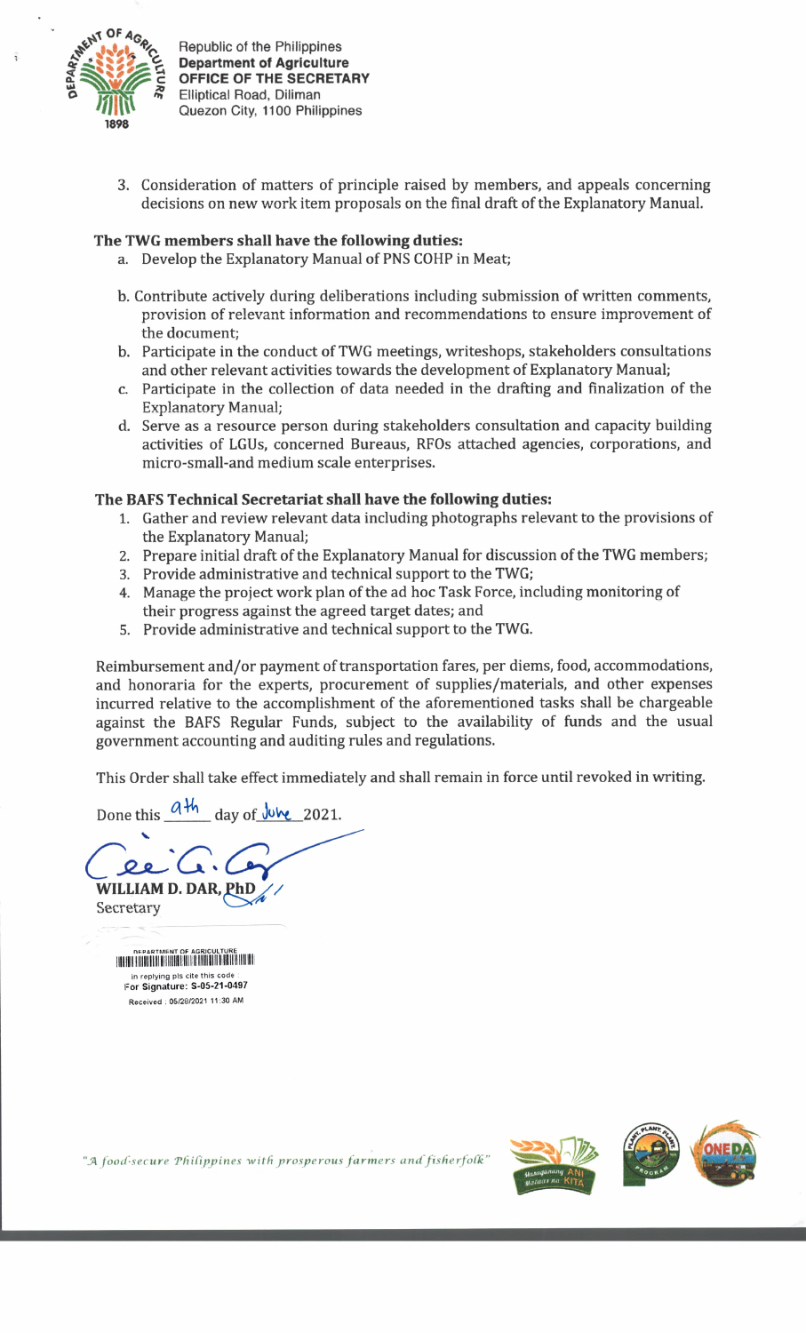3. Consideration of matters of principle raised by members, and appeals concerning decisions on new work item proposals on the final draft of the Explanatory Manual.

**The TWG members shall have the following duties:**

a. Develop the Explanatory Manual of PNS COHP in Meat;

b. Contribute actively during deliberations including submission of written comments, provision of relevant information and recommendations to ensure improvement of the document;

b. Participate in the conduct of TWG meetings, writeshops, stakeholders consultations and other relevant activities towards the development of Explanatory Manual;

c. Participate in the collection of data needed in the drafting and finalization of the Explanatory Manual;

d. Serve as a resource person during stakeholders consultation and capacity building activities of LGUs, concerned Bureaus, RFOs attached agencies, corporations, and micro-small-and medium scale enterprises.

**The BAFS Technical Secretariat shall have the following duties:**

1. Gather and review relevant data including photographs relevant to the provisions of the Explanatory Manual;
2. Prepare initial draft of the Explanatory Manual for discussion of the TWG members;
3. Provide administrative and technical support to the TWG;
4. Manage the project work plan of the ad hoc Task Force, including monitoring of their progress against the agreed target dates; and
5. Provide administrative and technical support to the TWG.

Reimbursement and/or payment of transportation fares, per diems, food, accommodations, and honoraria for the experts, procurement of supplies/materials, and other expenses incurred relative to the accomplishment of the aforementioned tasks shall be chargeable against the BAFS Regular Funds, subject to the availability of funds and the usual government accounting and auditing rules and regulations.

This Order shall take effect immediately and shall remain in force until revoked in writing.

Done this 9th day of June 2021.

**WILLIAM D. DAR, PhD**
Secretary

DEPARTMENT OF AGRICULTURE
in replying pls cite this code :
For Signature: S-05-21-0497
Received : 05/28/2021 11:30 AM